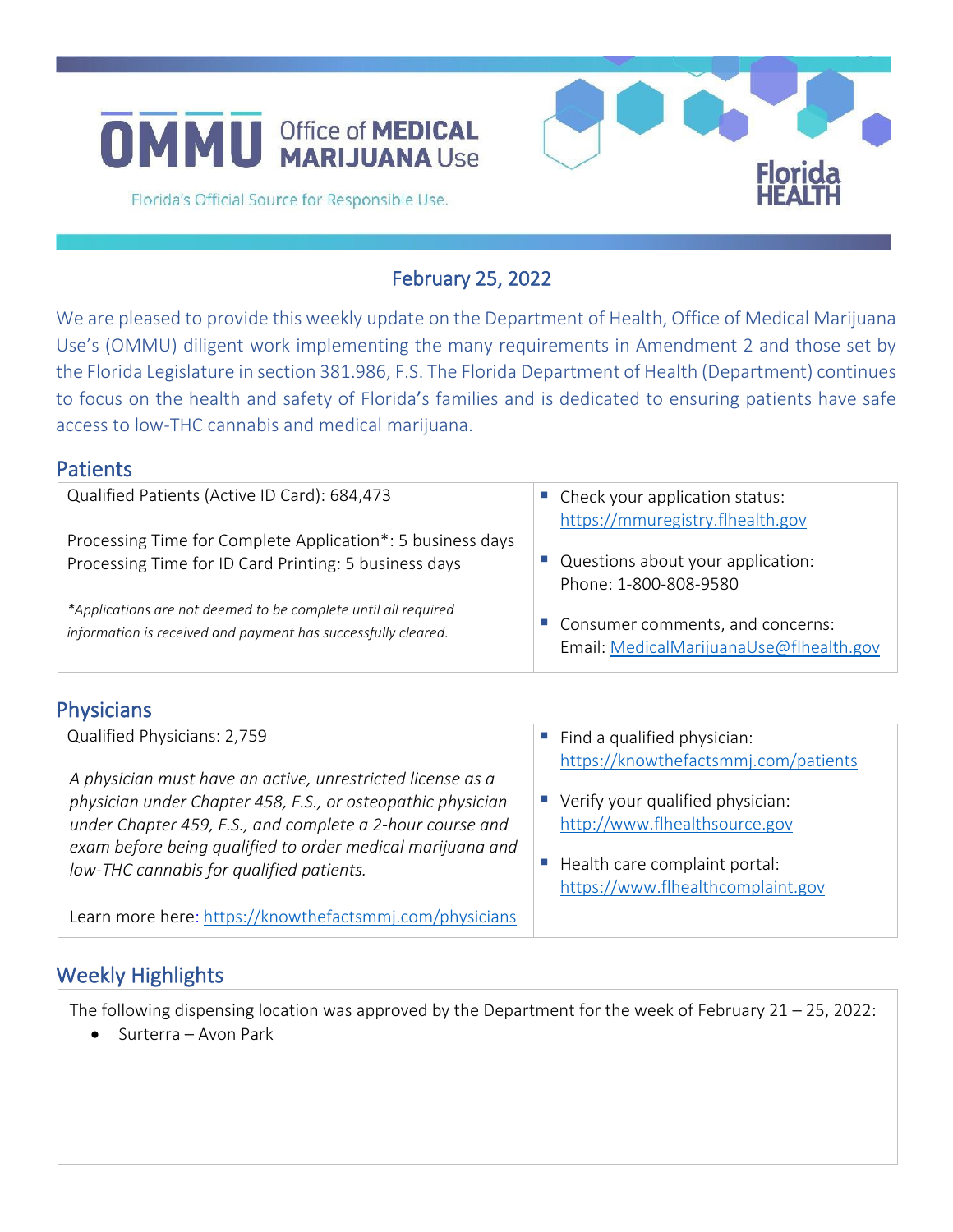# OMMU Office of MEDICAL MARIJUANA Use

Florida's Official Source for Responsible Use.

Florida HEALTH

## February 25, 2022

We are pleased to provide this weekly update on the Department of Health, Office of Medical Marijuana Use's (OMMU) diligent work implementing the many requirements in Amendment 2 and those set by the Florida Legislature in section 381.986, F.S. The Florida Department of Health (Department) continues to focus on the health and safety of Florida's families and is dedicated to ensuring patients have safe access to low-THC cannabis and medical marijuana.

## Patients

Qualified Patients (Active ID Card): 684,473

Processing Time for Complete Application*: 5 business days
Processing Time for ID Card Printing: 5 business days

*\*Applications are not deemed to be complete until all required information is received and payment has successfully cleared.*

- Check your application status: https://mmuregistry.flhealth.gov
- Questions about your application: Phone: 1-800-808-9580
- Consumer comments, and concerns: Email: MedicalMarijuanaUse@flhealth.gov

## Physicians

Qualified Physicians: 2,759

*A physician must have an active, unrestricted license as a physician under Chapter 458, F.S., or osteopathic physician under Chapter 459, F.S., and complete a 2-hour course and exam before being qualified to order medical marijuana and low-THC cannabis for qualified patients.*

Learn more here: https://knowthefactsmmj.com/physicians

- Find a qualified physician: https://knowthefactsmmj.com/patients
- Verify your qualified physician: http://www.flhealthsource.gov
- Health care complaint portal: https://www.flhealthcomplaint.gov

## Weekly Highlights

The following dispensing location was approved by the Department for the week of February 21 – 25, 2022:

- Surterra – Avon Park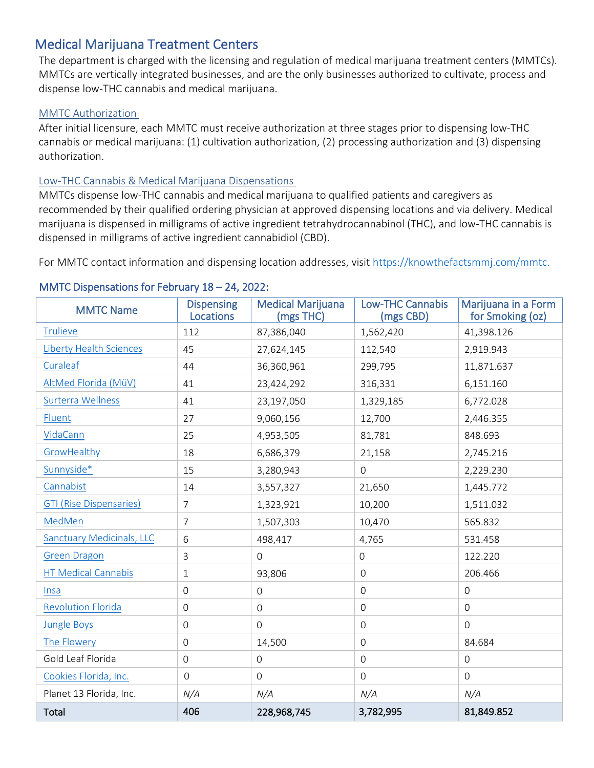## Medical Marijuana Treatment Centers

The department is charged with the licensing and regulation of medical marijuana treatment centers (MMTCs). MMTCs are vertically integrated businesses, and are the only businesses authorized to cultivate, process and dispense low-THC cannabis and medical marijuana.

### MMTC Authorization

After initial licensure, each MMTC must receive authorization at three stages prior to dispensing low-THC cannabis or medical marijuana: (1) cultivation authorization, (2) processing authorization and (3) dispensing authorization.

### Low-THC Cannabis & Medical Marijuana Dispensations

MMTCs dispense low-THC cannabis and medical marijuana to qualified patients and caregivers as recommended by their qualified ordering physician at approved dispensing locations and via delivery. Medical marijuana is dispensed in milligrams of active ingredient tetrahydrocannabinol (THC), and low-THC cannabis is dispensed in milligrams of active ingredient cannabidiol (CBD).

For MMTC contact information and dispensing location addresses, visit https://knowthefactsmmj.com/mmtc.

### MMTC Dispensations for February 18 – 24, 2022:

| MMTC Name | Dispensing Locations | Medical Marijuana (mgs THC) | Low-THC Cannabis (mgs CBD) | Marijuana in a Form for Smoking (oz) |
|---|---|---|---|---|
| Trulieve | 112 | 87,386,040 | 1,562,420 | 41,398.126 |
| Liberty Health Sciences | 45 | 27,624,145 | 112,540 | 2,919.943 |
| Curaleaf | 44 | 36,360,961 | 299,795 | 11,871.637 |
| AltMed Florida (MüV) | 41 | 23,424,292 | 316,331 | 6,151.160 |
| Surterra Wellness | 41 | 23,197,050 | 1,329,185 | 6,772.028 |
| Fluent | 27 | 9,060,156 | 12,700 | 2,446.355 |
| VidaCann | 25 | 4,953,505 | 81,781 | 848.693 |
| GrowHealthy | 18 | 6,686,379 | 21,158 | 2,745.216 |
| Sunnyside* | 15 | 3,280,943 | 0 | 2,229.230 |
| Cannabist | 14 | 3,557,327 | 21,650 | 1,445.772 |
| GTI (Rise Dispensaries) | 7 | 1,323,921 | 10,200 | 1,511.032 |
| MedMen | 7 | 1,507,303 | 10,470 | 565.832 |
| Sanctuary Medicinals, LLC | 6 | 498,417 | 4,765 | 531.458 |
| Green Dragon | 3 | 0 | 0 | 122.220 |
| HT Medical Cannabis | 1 | 93,806 | 0 | 206.466 |
| Insa | 0 | 0 | 0 | 0 |
| Revolution Florida | 0 | 0 | 0 | 0 |
| Jungle Boys | 0 | 0 | 0 | 0 |
| The Flowery | 0 | 14,500 | 0 | 84.684 |
| Gold Leaf Florida | 0 | 0 | 0 | 0 |
| Cookies Florida, Inc. | 0 | 0 | 0 | 0 |
| Planet 13 Florida, Inc. | *N/A* | *N/A* | *N/A* | *N/A* |
| **Total** | **406** | **228,968,745** | **3,782,995** | **81,849.852** |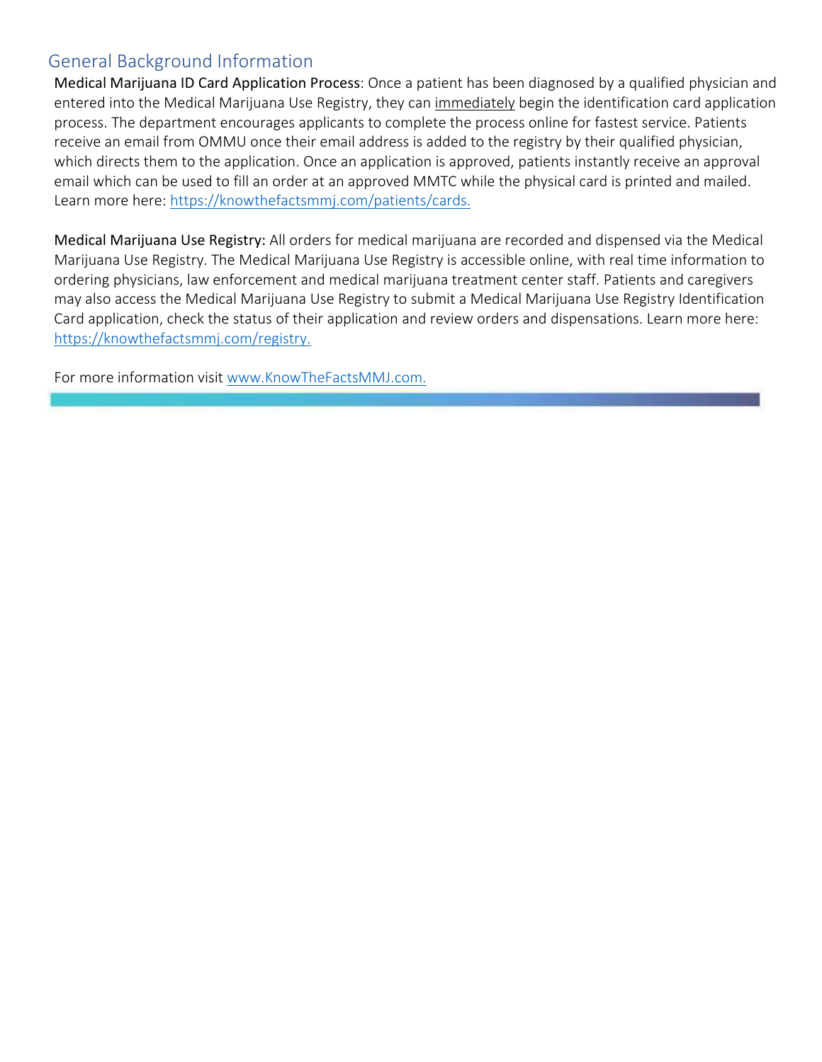## General Background Information

Medical Marijuana ID Card Application Process: Once a patient has been diagnosed by a qualified physician and entered into the Medical Marijuana Use Registry, they can immediately begin the identification card application process. The department encourages applicants to complete the process online for fastest service. Patients receive an email from OMMU once their email address is added to the registry by their qualified physician, which directs them to the application. Once an application is approved, patients instantly receive an approval email which can be used to fill an order at an approved MMTC while the physical card is printed and mailed. Learn more here: https://knowthefactsmmj.com/patients/cards.

Medical Marijuana Use Registry: All orders for medical marijuana are recorded and dispensed via the Medical Marijuana Use Registry. The Medical Marijuana Use Registry is accessible online, with real time information to ordering physicians, law enforcement and medical marijuana treatment center staff. Patients and caregivers may also access the Medical Marijuana Use Registry to submit a Medical Marijuana Use Registry Identification Card application, check the status of their application and review orders and dispensations. Learn more here: https://knowthefactsmmj.com/registry.

For more information visit www.KnowTheFactsMMJ.com.